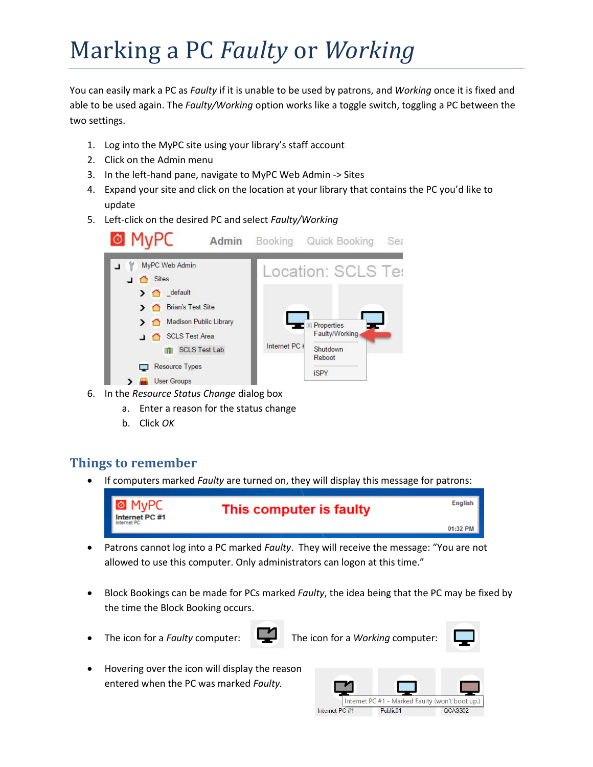# Marking a PC *Faulty* or *Working*

You can easily mark a PC as *Faulty* if it is unable to be used by patrons, and *Working* once it is fixed and able to be used again. The *Faulty/Working* option works like a toggle switch, toggling a PC between the two settings.

1. Log into the MyPC site using your library's staff account
2. Click on the Admin menu
3. In the left-hand pane, navigate to MyPC Web Admin -> Sites
4. Expand your site and click on the location at your library that contains the PC you'd like to update
5. Left-click on the desired PC and select *Faulty/Working*
6. In the *Resource Status Change* dialog box
   a. Enter a reason for the status change
   b. Click *OK*

## Things to remember

- If computers marked *Faulty* are turned on, they will display this message for patrons:
- Patrons cannot log into a PC marked *Faulty*. They will receive the message: "You are not allowed to use this computer. Only administrators can logon at this time."
- Block Bookings can be made for PCs marked *Faulty*, the idea being that the PC may be fixed by the time the Block Booking occurs.
- The icon for a *Faulty* computer: The icon for a *Working* computer:
- Hovering over the icon will display the reason entered when the PC was marked *Faulty*.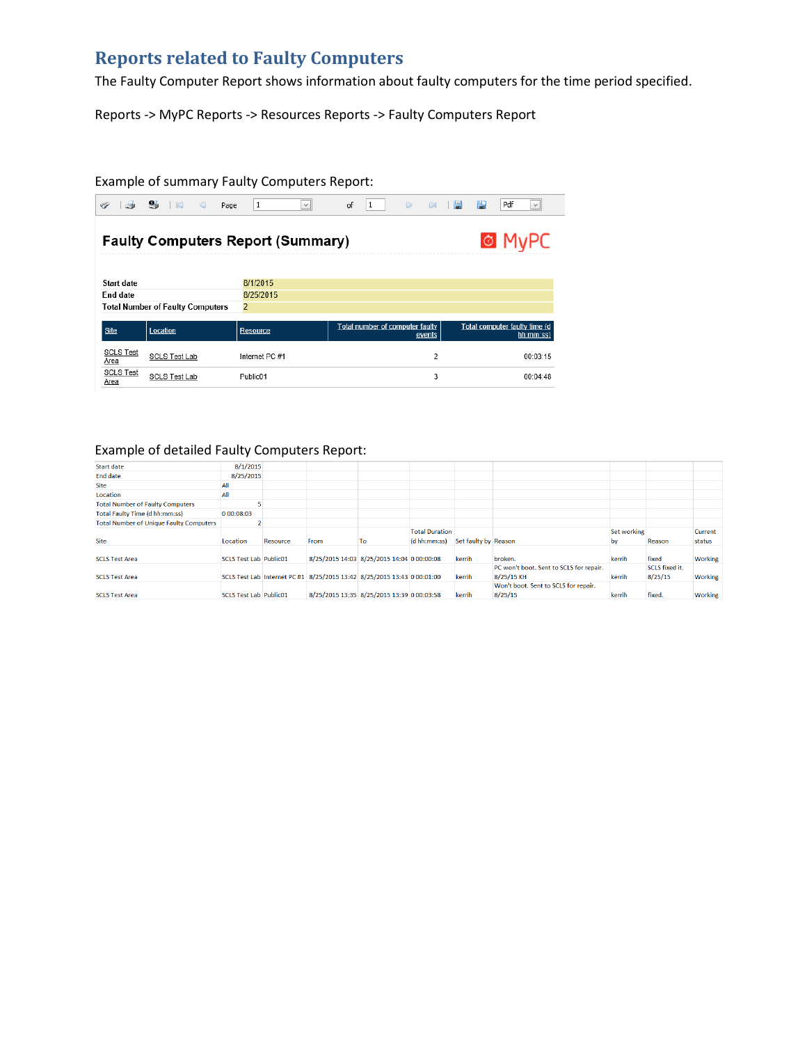## Reports related to Faulty Computers

The Faulty Computer Report shows information about faulty computers for the time period specified.

Reports -> MyPC Reports -> Resources Reports -> Faulty Computers Report

Example of summary Faulty Computers Report:

**Faulty Computers Report (Summary)**

MyPC

| | |
|---|---|
| Start date | 8/1/2015 |
| End date | 8/25/2015 |
| Total Number of Faulty Computers | 2 |

| Site | Location | Resource | Total number of computer faulty events | Total computer faulty time (d hh:mm:ss) |
|---|---|---|---|---|
| SCLS Test Area | SCLS Test Lab | Internet PC #1 | 2 | 00:03:15 |
| SCLS Test Area | SCLS Test Lab | Public01 | 3 | 00:04:48 |

Example of detailed Faulty Computers Report:

| | |
|---|---|
| Start date | 8/1/2015 |
| End date | 8/25/2015 |
| Site | All |
| Location | All |
| Total Number of Faulty Computers | 5 |
| Total Faulty Time (d hh:mm:ss) | 0 00:08:03 |
| Total Number of Unique Faulty Computers | 2 |

| Site | Location | Resource | From | To | Total Duration (d hh:mm:ss) | Set faulty by | Reason | Set working by | Reason | Current status |
|---|---|---|---|---|---|---|---|---|---|---|
| SCLS Test Area | SCLS Test Lab | Public01 | 8/25/2015 14:03 | 8/25/2015 14:04 | 0 00:00:08 | kerrih | broken. | kerrih | fixed | Working |
| SCLS Test Area | SCLS Test Lab | Internet PC #1 | 8/25/2015 13:42 | 8/25/2015 13:43 | 0 00:01:00 | kerrih | PC won't boot. Sent to SCLS for repair. 8/25/15 KH | kerrih | SCLS fixed it. 8/25/15 | Working |
| SCLS Test Area | SCLS Test Lab | Public01 | 8/25/2015 13:35 | 8/25/2015 13:39 | 0 00:03:58 | kerrih | Won't boot. Sent to SCLS for repair. 8/25/15 | kerrih | fixed. | Working |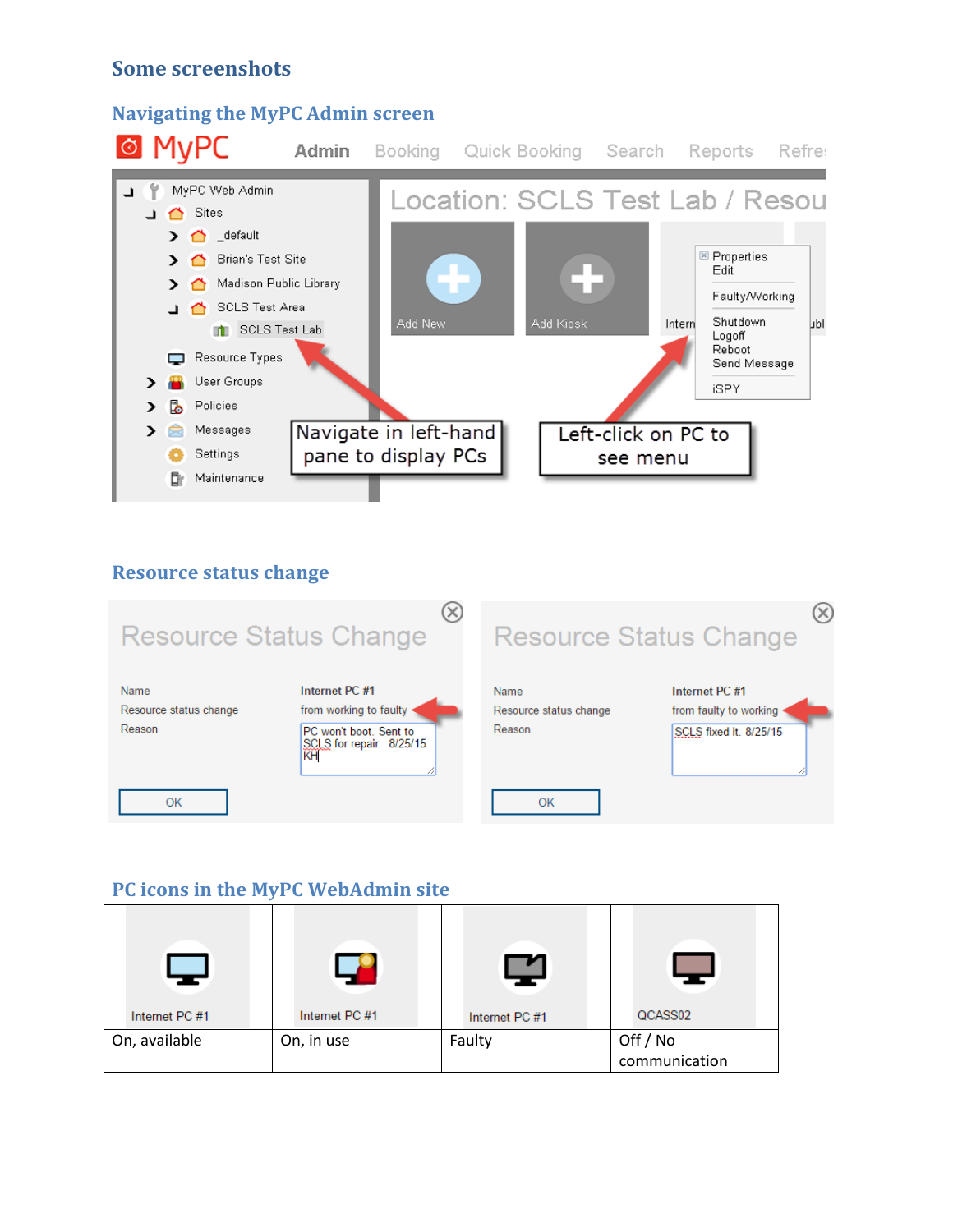## Some screenshots

### Navigating the MyPC Admin screen

MyPC | Admin | Booking | Quick Booking | Search | Reports | Refre

MyPC Web Admin
Sites
_default
Brian's Test Site
Madison Public Library
SCLS Test Area
SCLS Test Lab
Resource Types
User Groups
Policies
Messages
Settings
Maintenance

Location: SCLS Test Lab / Resou

Add New
Add Kiosk
Intern
ubl

Properties
Edit
Faulty/Working
Shutdown
Logoff
Reboot
Send Message
iSPY

Navigate in left-hand pane to display PCs

Left-click on PC to see menu

### Resource status change

Resource Status Change

Name: Internet PC #1
Resource status change: from working to faulty
Reason: PC won't boot. Sent to SCLS for repair. 8/25/15 KH

OK

Resource Status Change

Name: Internet PC #1
Resource status change: from faulty to working
Reason: SCLS fixed it. 8/25/15

OK

### PC icons in the MyPC WebAdmin site

| | | | |
|---|---|---|---|
| Internet PC #1 | Internet PC #1 | Internet PC #1 | QCASS02 |
| On, available | On, in use | Faulty | Off / No communication |